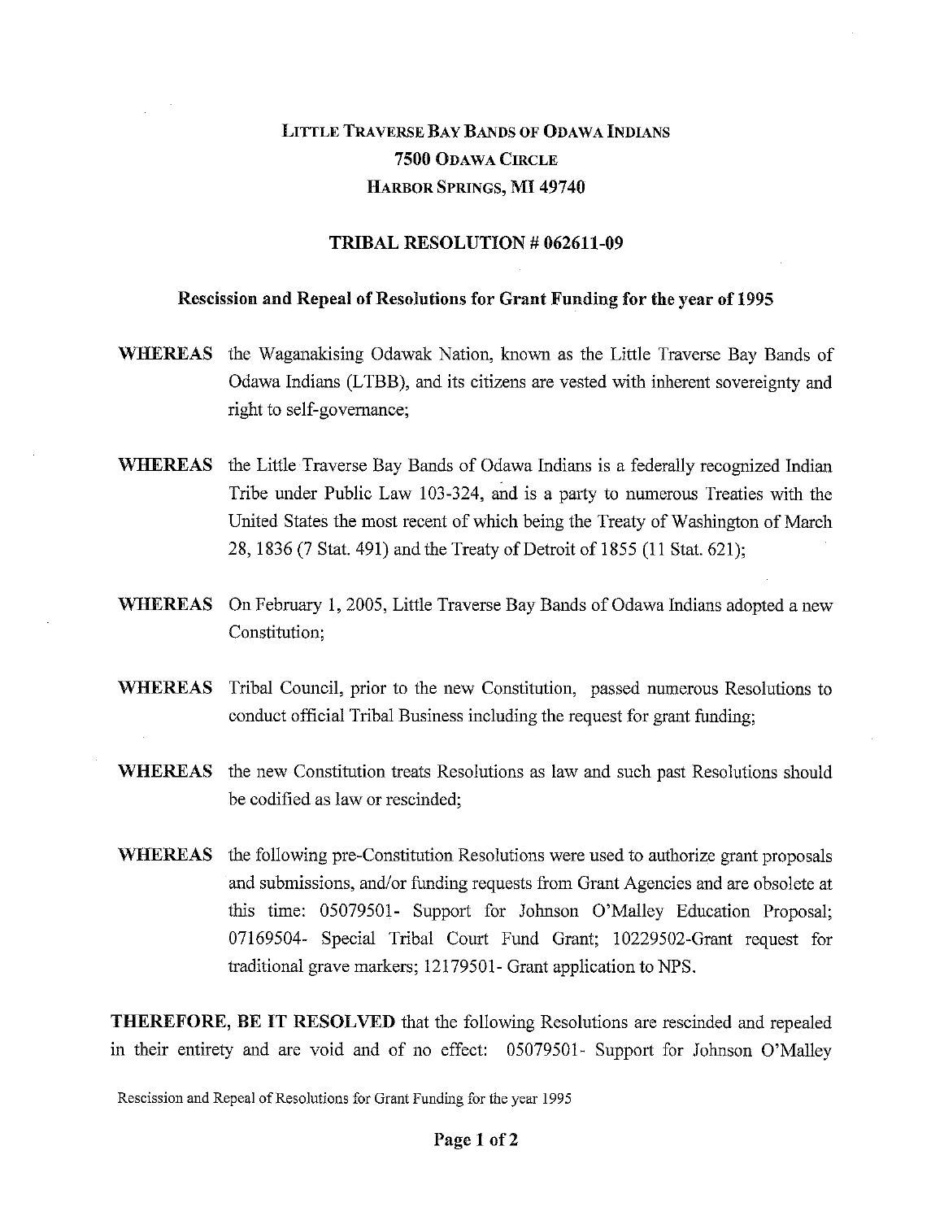# Little Traverse Bay Bands of Odawa Indians
## 7500 Odawa Circle
## Harbor Springs, MI 49740

### TRIBAL RESOLUTION # 062611-09

### Rescission and Repeal of Resolutions for Grant Funding for the year of 1995

**WHEREAS** the Waganakising Odawak Nation, known as the Little Traverse Bay Bands of Odawa Indians (LTBB), and its citizens are vested with inherent sovereignty and right to self-governance;

**WHEREAS** the Little Traverse Bay Bands of Odawa Indians is a federally recognized Indian Tribe under Public Law 103-324, and is a party to numerous Treaties with the United States the most recent of which being the Treaty of Washington of March 28, 1836 (7 Stat. 491) and the Treaty of Detroit of 1855 (11 Stat. 621);

**WHEREAS** On February 1, 2005, Little Traverse Bay Bands of Odawa Indians adopted a new Constitution;

**WHEREAS** Tribal Council, prior to the new Constitution, passed numerous Resolutions to conduct official Tribal Business including the request for grant funding;

**WHEREAS** the new Constitution treats Resolutions as law and such past Resolutions should be codified as law or rescinded;

**WHEREAS** the following pre-Constitution Resolutions were used to authorize grant proposals and submissions, and/or funding requests from Grant Agencies and are obsolete at this time: 05079501- Support for Johnson O'Malley Education Proposal; 07169504- Special Tribal Court Fund Grant; 10229502-Grant request for traditional grave markers; 12179501- Grant application to NPS.

**THEREFORE, BE IT RESOLVED** that the following Resolutions are rescinded and repealed in their entirety and are void and of no effect: 05079501- Support for Johnson O'Malley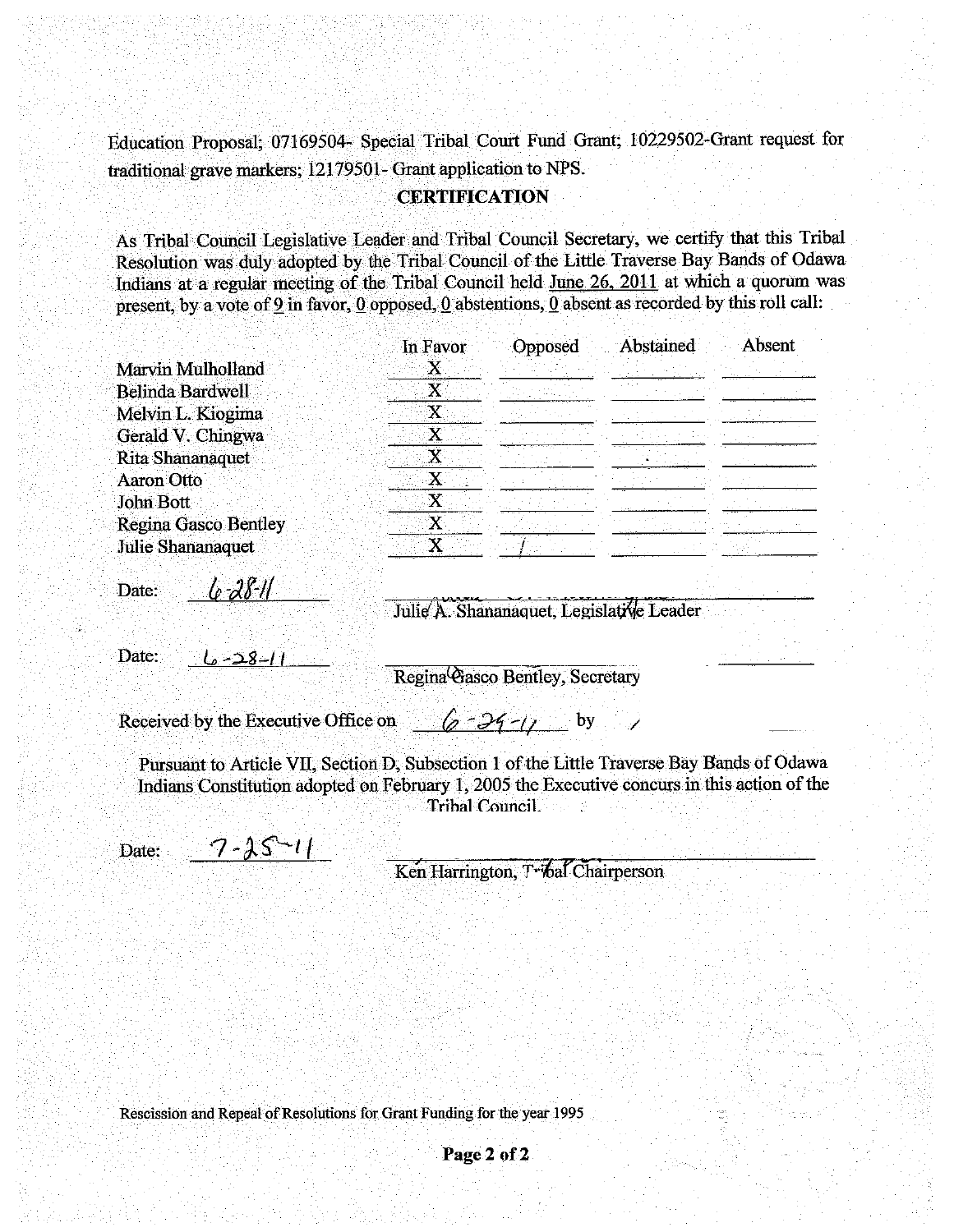Education Proposal; 07169504- Special Tribal Court Fund Grant; 10229502-Grant request for traditional grave markers; 12179501- Grant application to NPS.

## CERTIFICATION

As Tribal Council Legislative Leader and Tribal Council Secretary, we certify that this Tribal Resolution was duly adopted by the Tribal Council of the Little Traverse Bay Bands of Odawa Indians at a regular meeting of the Tribal Council held June 26, 2011 at which a quorum was present, by a vote of 9 in favor, 0 opposed, 0 abstentions, 0 absent as recorded by this roll call:

| | In Favor | Opposed | Abstained | Absent |
|---|---|---|---|---|
| Marvin Mulholland | X | | | |
| Belinda Bardwell | X | | | |
| Melvin L. Kiogima | X | | | |
| Gerald V. Chingwa | X | | | |
| Rita Shananaquet | X | | | |
| Aaron Otto | X | | | |
| John Bott | X | | | |
| Regina Gasco Bentley | X | | | |
| Julie Shananaquet | X | / | | |

Date: 6-28-11

Julie A. Shananaquet, Legislative Leader

Date: 6-28-11

Regina Gasco Bentley, Secretary

Received by the Executive Office on 6-29-11 by /

Pursuant to Article VII, Section D, Subsection 1 of the Little Traverse Bay Bands of Odawa Indians Constitution adopted on February 1, 2005 the Executive concurs in this action of the Tribal Council.

Date: 7-25-11

Ken Harrington, Tribal Chairperson

Rescission and Repeal of Resolutions for Grant Funding for the year 1995